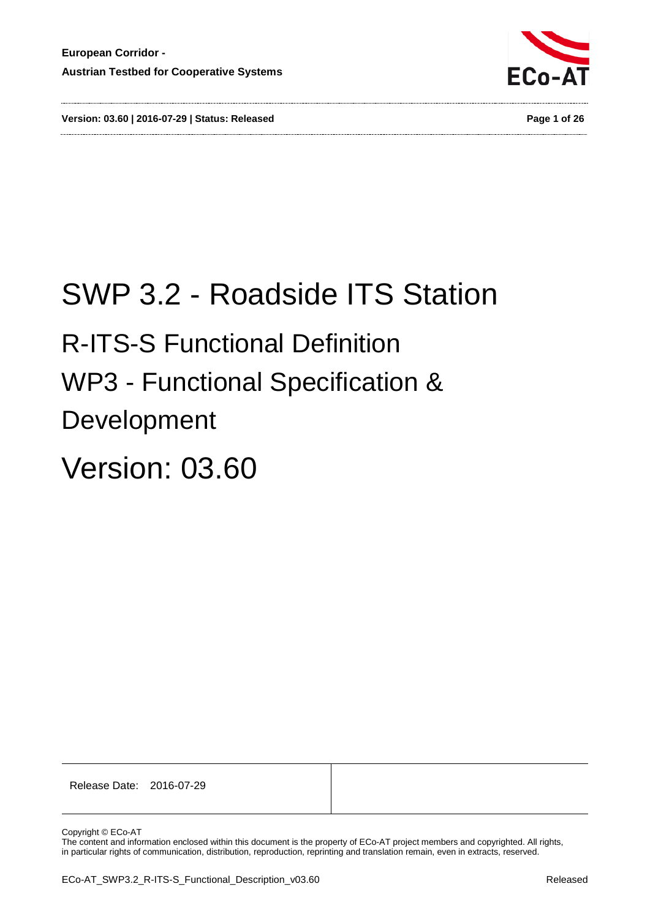# SWP 3.2 - Roadside ITS Station

## R-ITS-S Functional Definition

## WP3 - Functional Specification & Development

# Version: 03.60

| Release Date: 2016-07-29 | |
| --- | --- |

Copyright © ECo-AT

The content and information enclosed within this document is the property of ECo-AT project members and copyrighted. All rights, in particular rights of communication, distribution, reproduction, reprinting and translation remain, even in extracts, reserved.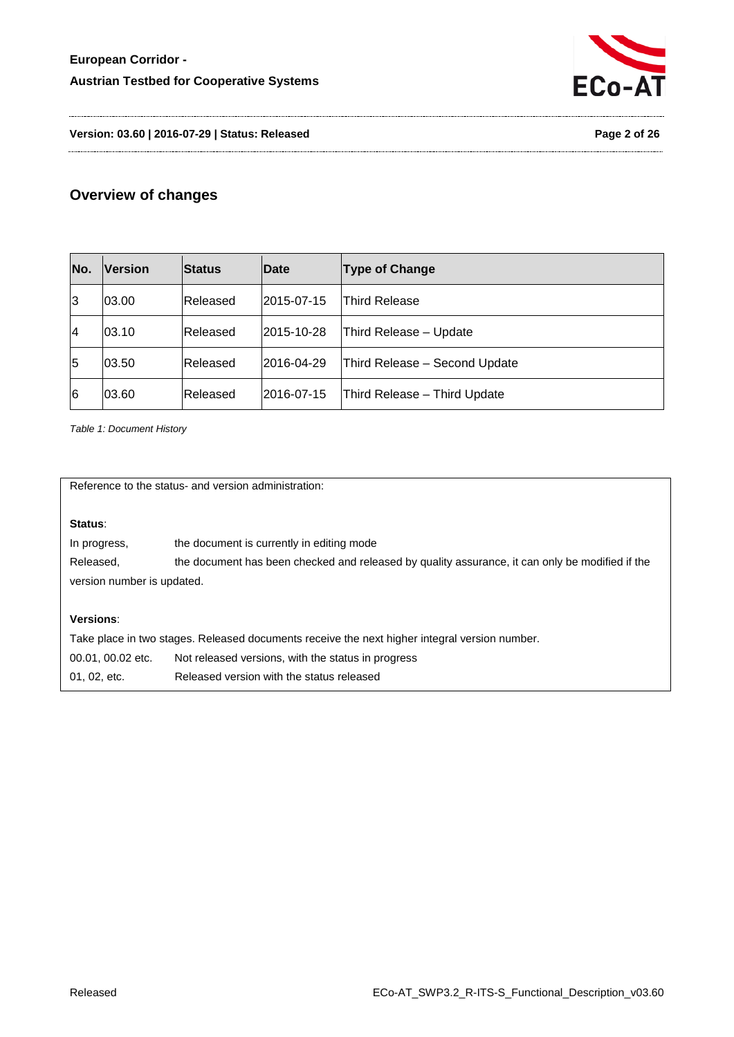## Overview of changes

| No. | Version | Status | Date | Type of Change |
|---|---|---|---|---|
| 3 | 03.00 | Released | 2015-07-15 | Third Release |
| 4 | 03.10 | Released | 2015-10-28 | Third Release – Update |
| 5 | 03.50 | Released | 2016-04-29 | Third Release – Second Update |
| 6 | 03.60 | Released | 2016-07-15 | Third Release – Third Update |

*Table 1: Document History*

Reference to the status- and version administration:

**Status**:

In progress, the document is currently in editing mode

Released, the document has been checked and released by quality assurance, it can only be modified if the version number is updated.

**Versions**:

Take place in two stages. Released documents receive the next higher integral version number.

00.01, 00.02 etc. Not released versions, with the status in progress

01, 02, etc. Released version with the status released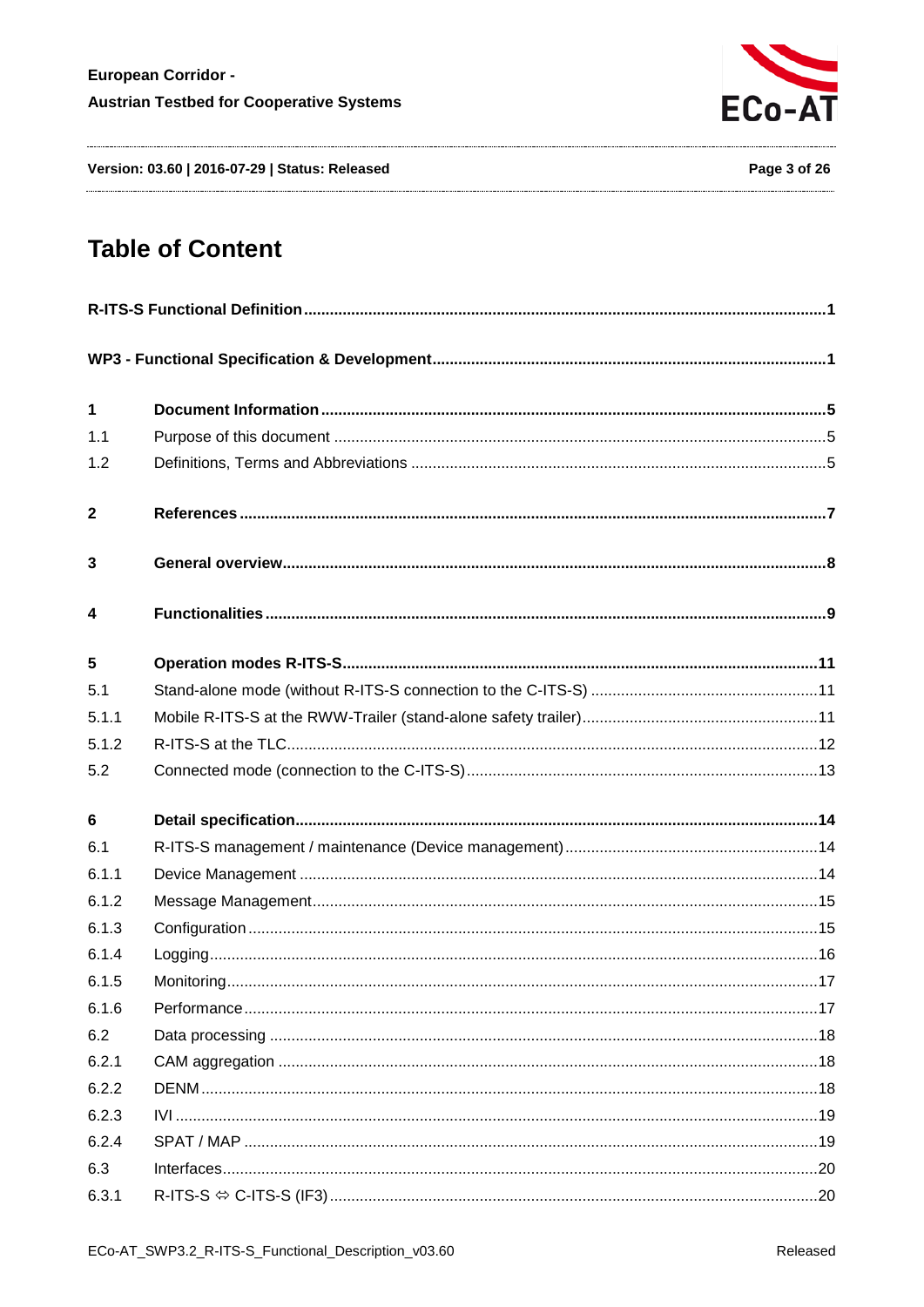# Table of Content

**R-ITS-S Functional Definition** ........................................................................................................ **1**

**WP3 - Functional Specification & Development** .......................................................................... **1**

**1 Document Information** ................................................................................................................... **5**

1.1 Purpose of this document ................................................................................................................ 5

1.2 Definitions, Terms and Abbreviations ............................................................................................... 5

**2 References** ....................................................................................................................................... **7**

**3 General overview** ............................................................................................................................. **8**

**4 Functionalities** .................................................................................................................................. **9**

**5 Operation modes R-ITS-S** ............................................................................................................. **11**

5.1 Stand-alone mode (without R-ITS-S connection to the C-ITS-S) ..................................................... 11

5.1.1 Mobile R-ITS-S at the RWW-Trailer (stand-alone safety trailer) ....................................................... 11

5.1.2 R-ITS-S at the TLC ........................................................................................................................... 12

5.2 Connected mode (connection to the C-ITS-S) ................................................................................. 13

**6 Detail specification** ......................................................................................................................... **14**

6.1 R-ITS-S management / maintenance (Device management) ........................................................... 14

6.1.1 Device Management ......................................................................................................................... 14

6.1.2 Message Management ..................................................................................................................... 15

6.1.3 Configuration .................................................................................................................................... 15

6.1.4 Logging ............................................................................................................................................. 16

6.1.5 Monitoring ......................................................................................................................................... 17

6.1.6 Performance ..................................................................................................................................... 17

6.2 Data processing ............................................................................................................................... 18

6.2.1 CAM aggregation ............................................................................................................................. 18

6.2.2 DENM ............................................................................................................................................... 18

6.2.3 IVI ..................................................................................................................................................... 19

6.2.4 SPAT / MAP ..................................................................................................................................... 19

6.3 Interfaces .......................................................................................................................................... 20

6.3.1 R-ITS-S ⇔ C-ITS-S (IF3) ................................................................................................................. 20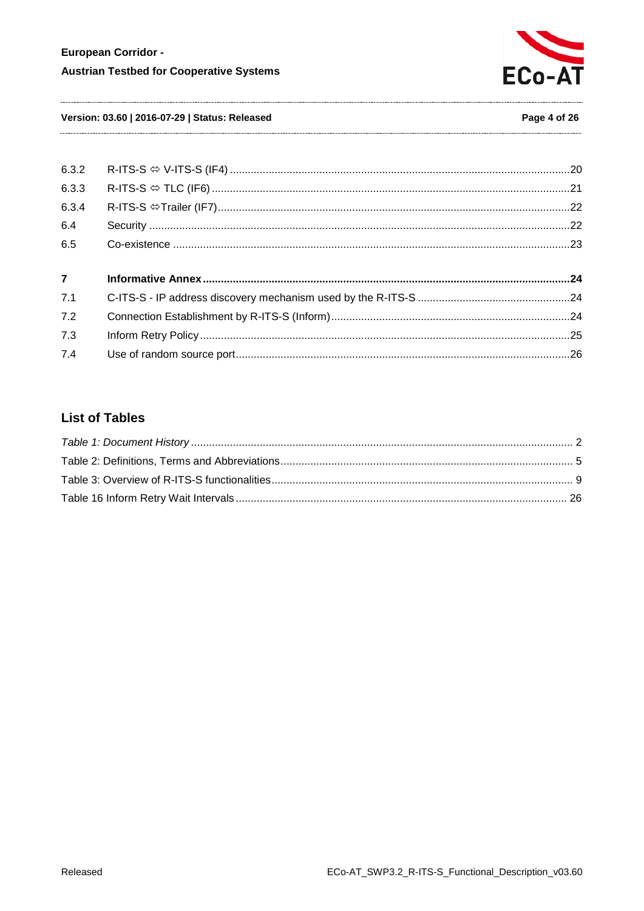6.3.2 R-ITS-S ⇔ V-ITS-S (IF4) ....................................................................................................20

6.3.3 R-ITS-S ⇔ TLC (IF6) ..........................................................................................................21

6.3.4 R-ITS-S ⇔Trailer (IF7).........................................................................................................22

6.4 Security ...................................................................................................................................22

6.5 Co-existence ...........................................................................................................................23

**7 Informative Annex ..................................................................................................................24**

7.1 C-ITS-S - IP address discovery mechanism used by the R-ITS-S .........................................24

7.2 Connection Establishment by R-ITS-S (Inform) .....................................................................24

7.3 Inform Retry Policy .................................................................................................................25

7.4 Use of random source port.....................................................................................................26

## List of Tables

*Table 1: Document History* ...................................................................................................... 2

Table 2: Definitions, Terms and Abbreviations ........................................................................... 5

Table 3: Overview of R-ITS-S functionalities .............................................................................. 9

Table 16 Inform Retry Wait Intervals ....................................................................................... 26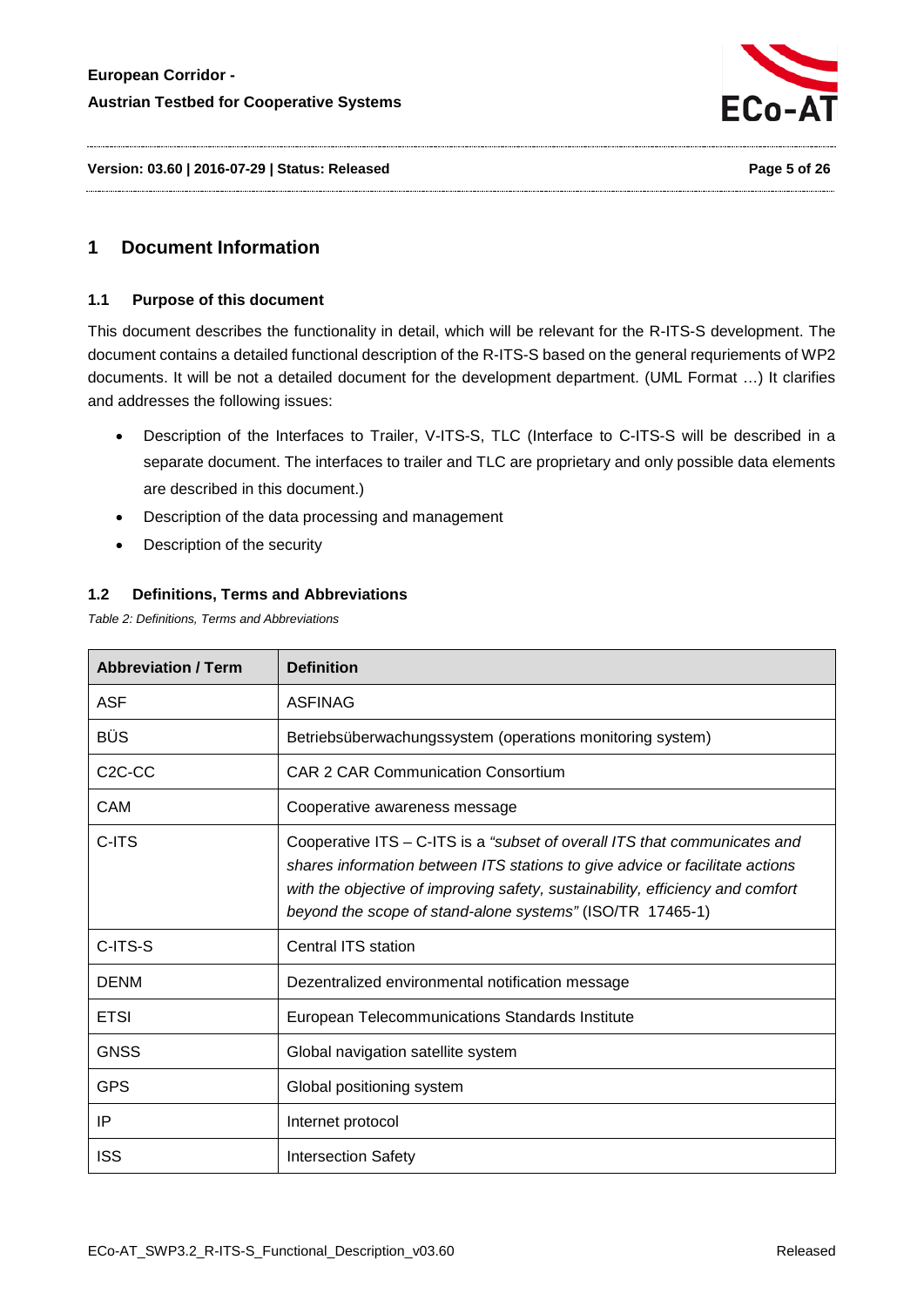# 1 Document Information

## 1.1 Purpose of this document

This document describes the functionality in detail, which will be relevant for the R-ITS-S development. The document contains a detailed functional description of the R-ITS-S based on the general requriements of WP2 documents. It will be not a detailed document for the development department. (UML Format …) It clarifies and addresses the following issues:

- Description of the Interfaces to Trailer, V-ITS-S, TLC (Interface to C-ITS-S will be described in a separate document. The interfaces to trailer and TLC are proprietary and only possible data elements are described in this document.)
- Description of the data processing and management
- Description of the security

## 1.2 Definitions, Terms and Abbreviations

*Table 2: Definitions, Terms and Abbreviations*

| Abbreviation / Term | Definition |
|---|---|
| ASF | ASFINAG |
| BÜS | Betriebsüberwachungssystem (operations monitoring system) |
| C2C-CC | CAR 2 CAR Communication Consortium |
| CAM | Cooperative awareness message |
| C-ITS | Cooperative ITS – C-ITS is a *"subset of overall ITS that communicates and shares information between ITS stations to give advice or facilitate actions with the objective of improving safety, sustainability, efficiency and comfort beyond the scope of stand-alone systems"* (ISO/TR 17465-1) |
| C-ITS-S | Central ITS station |
| DENM | Dezentralized environmental notification message |
| ETSI | European Telecommunications Standards Institute |
| GNSS | Global navigation satellite system |
| GPS | Global positioning system |
| IP | Internet protocol |
| ISS | Intersection Safety |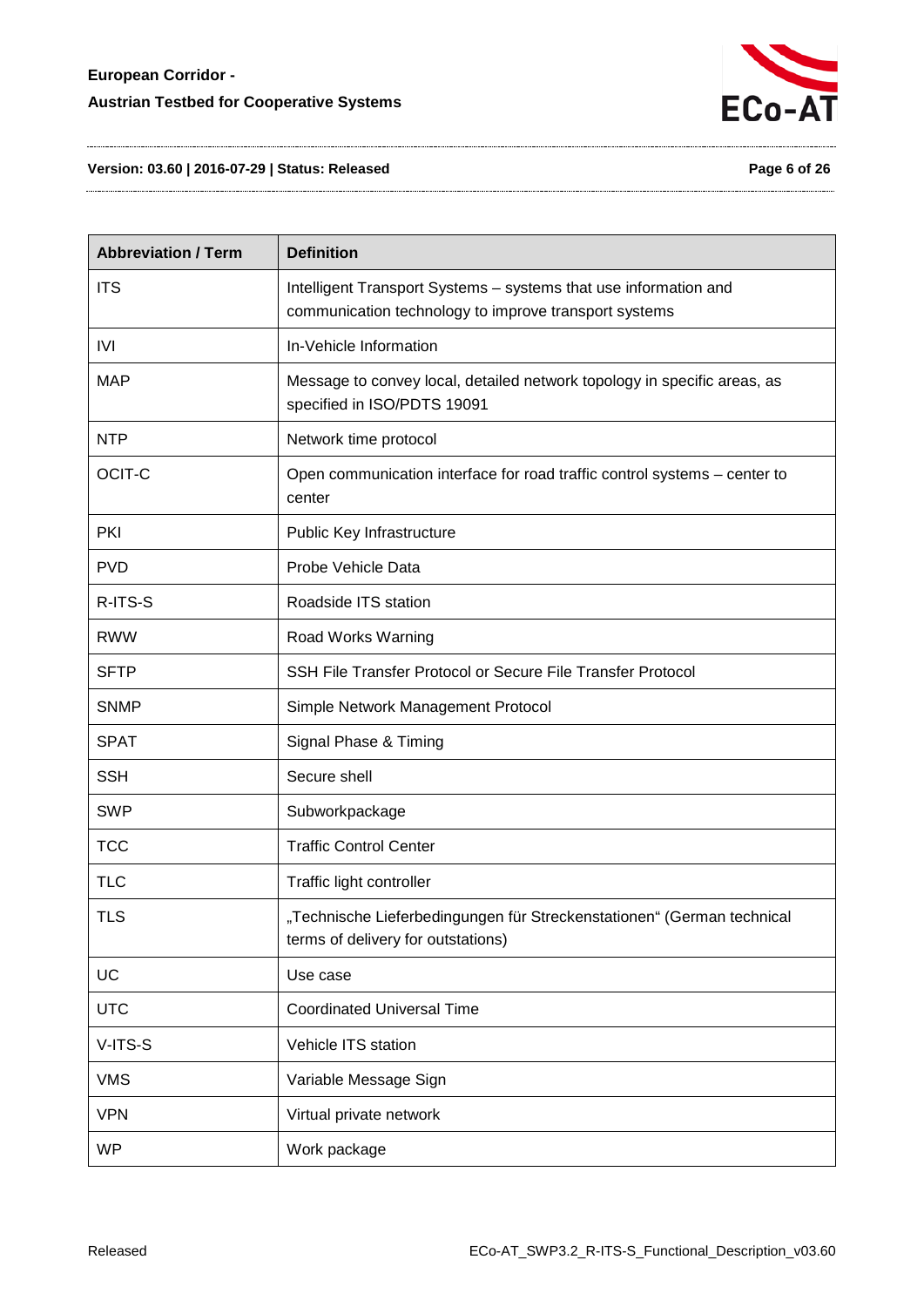| Abbreviation / Term | Definition |
|---|---|
| ITS | Intelligent Transport Systems – systems that use information and communication technology to improve transport systems |
| IVI | In-Vehicle Information |
| MAP | Message to convey local, detailed network topology in specific areas, as specified in ISO/PDTS 19091 |
| NTP | Network time protocol |
| OCIT-C | Open communication interface for road traffic control systems – center to center |
| PKI | Public Key Infrastructure |
| PVD | Probe Vehicle Data |
| R-ITS-S | Roadside ITS station |
| RWW | Road Works Warning |
| SFTP | SSH File Transfer Protocol or Secure File Transfer Protocol |
| SNMP | Simple Network Management Protocol |
| SPAT | Signal Phase & Timing |
| SSH | Secure shell |
| SWP | Subworkpackage |
| TCC | Traffic Control Center |
| TLC | Traffic light controller |
| TLS | „Technische Lieferbedingungen für Streckenstationen" (German technical terms of delivery for outstations) |
| UC | Use case |
| UTC | Coordinated Universal Time |
| V-ITS-S | Vehicle ITS station |
| VMS | Variable Message Sign |
| VPN | Virtual private network |
| WP | Work package |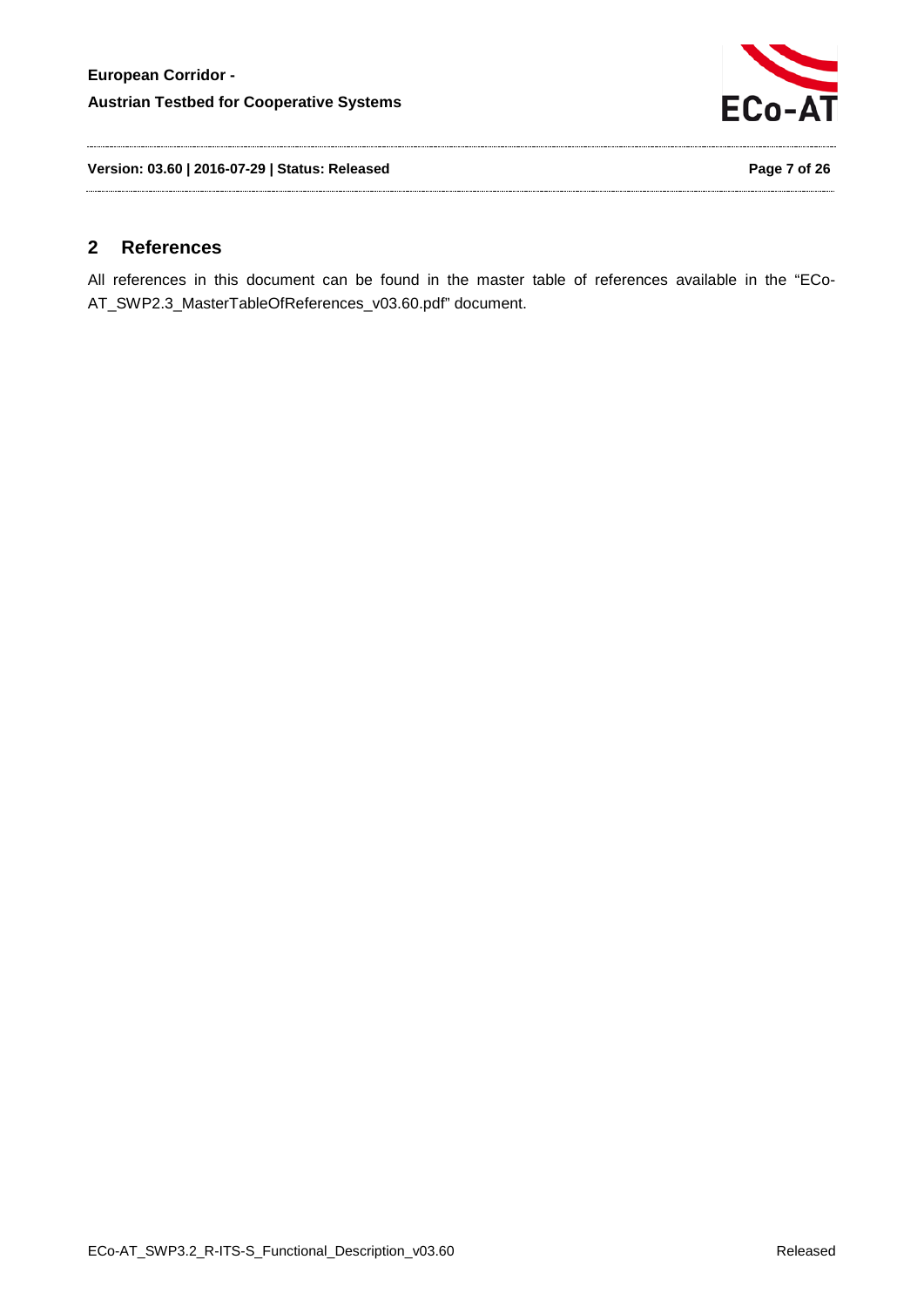## 2 References

All references in this document can be found in the master table of references available in the "ECo-AT_SWP2.3_MasterTableOfReferences_v03.60.pdf" document.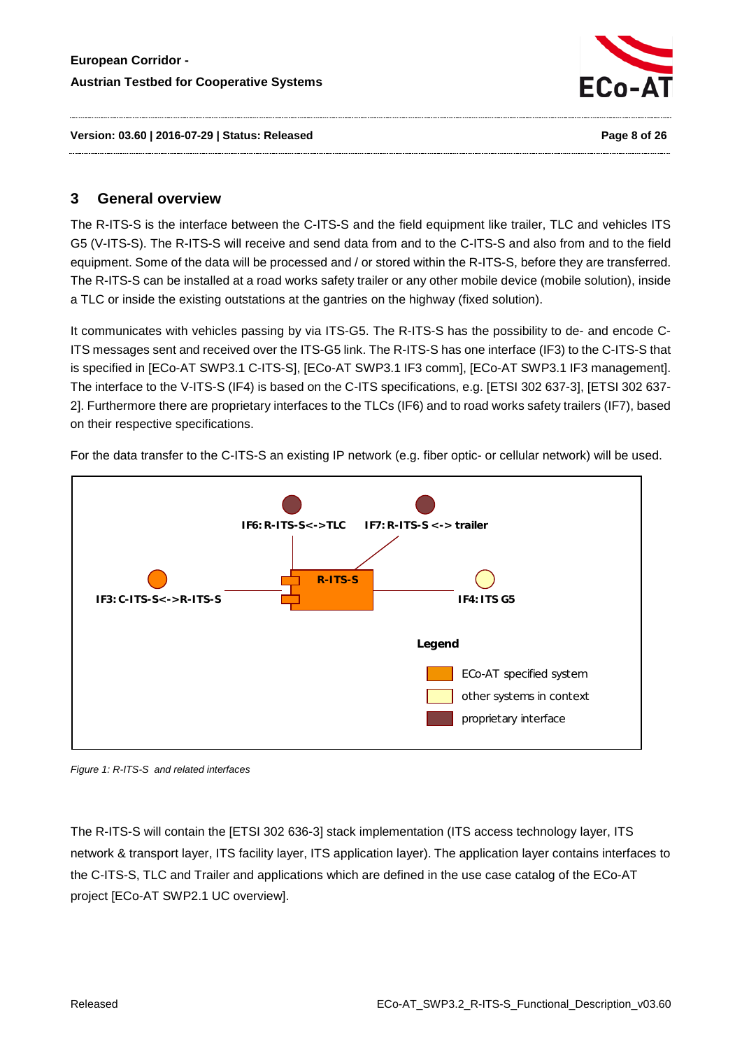## 3 General overview

The R-ITS-S is the interface between the C-ITS-S and the field equipment like trailer, TLC and vehicles ITS G5 (V-ITS-S). The R-ITS-S will receive and send data from and to the C-ITS-S and also from and to the field equipment. Some of the data will be processed and / or stored within the R-ITS-S, before they are transferred. The R-ITS-S can be installed at a road works safety trailer or any other mobile device (mobile solution), inside a TLC or inside the existing outstations at the gantries on the highway (fixed solution).

It communicates with vehicles passing by via ITS-G5. The R-ITS-S has the possibility to de- and encode C-ITS messages sent and received over the ITS-G5 link. The R-ITS-S has one interface (IF3) to the C-ITS-S that is specified in [ECo-AT SWP3.1 C-ITS-S], [ECo-AT SWP3.1 IF3 comm], [ECo-AT SWP3.1 IF3 management]. The interface to the V-ITS-S (IF4) is based on the C-ITS specifications, e.g. [ETSI 302 637-3], [ETSI 302 637-2]. Furthermore there are proprietary interfaces to the TLCs (IF6) and to road works safety trailers (IF7), based on their respective specifications.

For the data transfer to the C-ITS-S an existing IP network (e.g. fiber optic- or cellular network) will be used.

IF6: R-ITS-S<->TLC

IF7: R-ITS-S <-> trailer

R-ITS-S

IF3: C-ITS-S<->R-ITS-S

IF4: ITS G5

Legend

ECo-AT specified system

other systems in context

proprietary interface

*Figure 1: R-ITS-S and related interfaces*

The R-ITS-S will contain the [ETSI 302 636-3] stack implementation (ITS access technology layer, ITS network & transport layer, ITS facility layer, ITS application layer). The application layer contains interfaces to the C-ITS-S, TLC and Trailer and applications which are defined in the use case catalog of the ECo-AT project [ECo-AT SWP2.1 UC overview].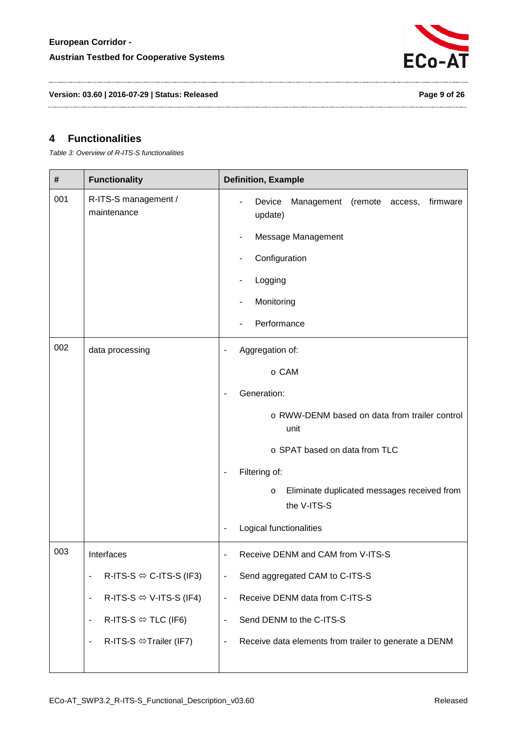## 4 Functionalities

*Table 3: Overview of R-ITS-S functionalities*

| # | Functionality | Definition, Example |
|---|---|---|
| 001 | R-ITS-S management / maintenance | - Device Management (remote access, firmware update)<br>- Message Management<br>- Configuration<br>- Logging<br>- Monitoring<br>- Performance |
| 002 | data processing | - Aggregation of:<br>o CAM<br>- Generation:<br>o RWW-DENM based on data from trailer control unit<br>o SPAT based on data from TLC<br>- Filtering of:<br>o Eliminate duplicated messages received from the V-ITS-S<br>- Logical functionalities |
| 003 | Interfaces<br>- R-ITS-S ⇔ C-ITS-S (IF3)<br>- R-ITS-S ⇔ V-ITS-S (IF4)<br>- R-ITS-S ⇔ TLC (IF6)<br>- R-ITS-S ⇔Trailer (IF7) | - Receive DENM and CAM from V-ITS-S<br>- Send aggregated CAM to C-ITS-S<br>- Receive DENM data from C-ITS-S<br>- Send DENM to the C-ITS-S<br>- Receive data elements from trailer to generate a DENM |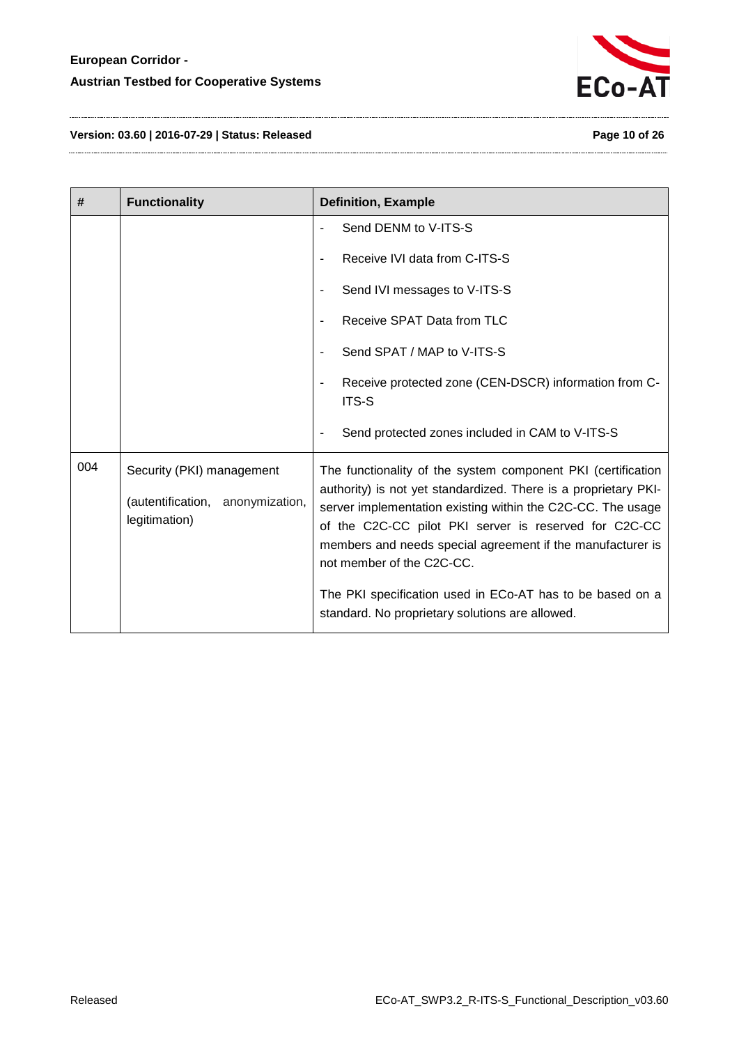| # | Functionality | Definition, Example |
|---|---|---|
| | | - Send DENM to V-ITS-S<br>- Receive IVI data from C-ITS-S<br>- Send IVI messages to V-ITS-S<br>- Receive SPAT Data from TLC<br>- Send SPAT / MAP to V-ITS-S<br>- Receive protected zone (CEN-DSCR) information from C-ITS-S<br>- Send protected zones included in CAM to V-ITS-S |
| 004 | Security (PKI) management<br><br>(autentification, anonymization, legitimation) | The functionality of the system component PKI (certification authority) is not yet standardized. There is a proprietary PKI-server implementation existing within the C2C-CC. The usage of the C2C-CC pilot PKI server is reserved for C2C-CC members and needs special agreement if the manufacturer is not member of the C2C-CC.<br><br>The PKI specification used in ECo-AT has to be based on a standard. No proprietary solutions are allowed. |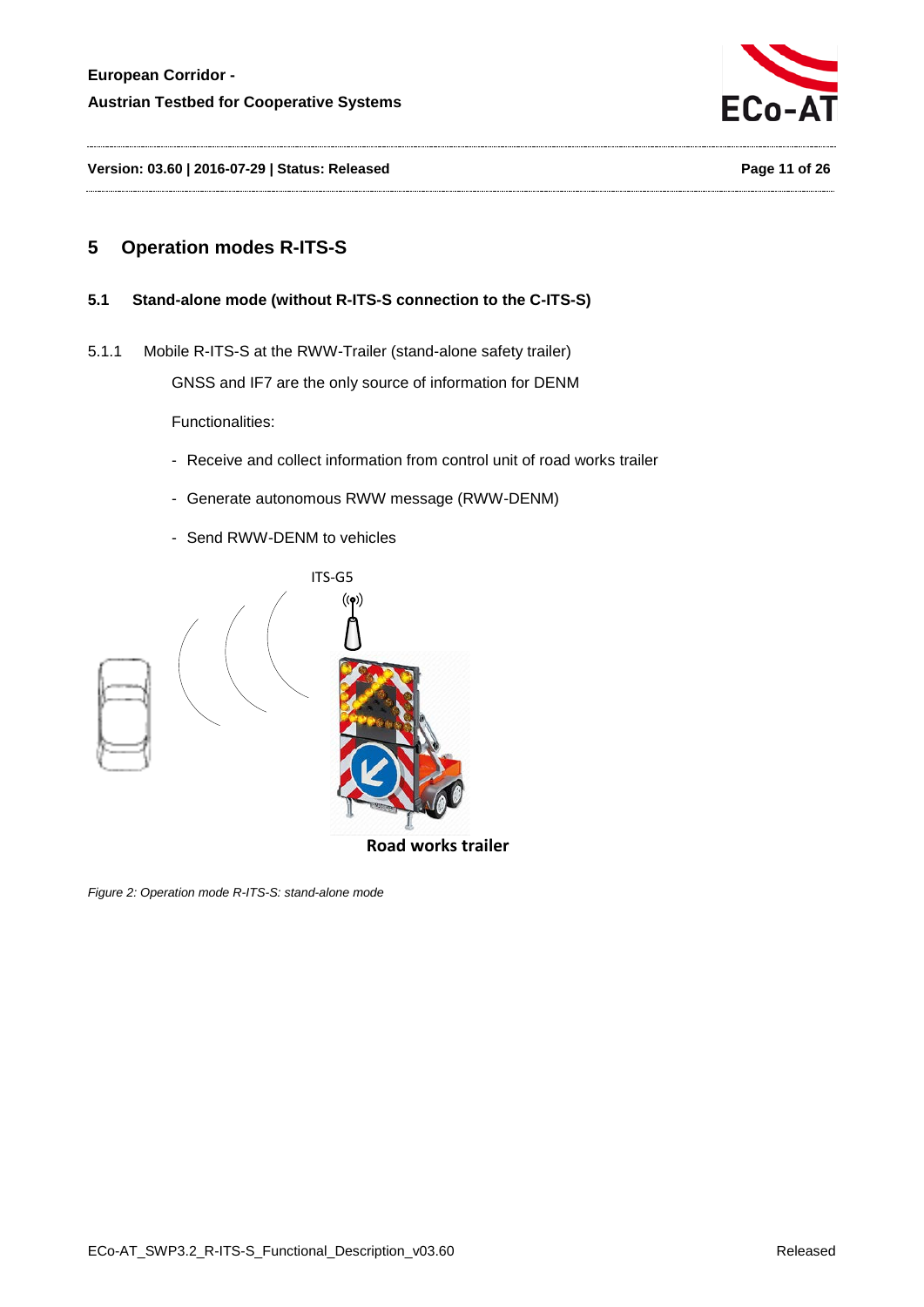# 5 Operation modes R-ITS-S

## 5.1 Stand-alone mode (without R-ITS-S connection to the C-ITS-S)

### 5.1.1 Mobile R-ITS-S at the RWW-Trailer (stand-alone safety trailer)

GNSS and IF7 are the only source of information for DENM

Functionalities:

- Receive and collect information from control unit of road works trailer
- Generate autonomous RWW message (RWW-DENM)
- Send RWW-DENM to vehicles

ITS-G5

Road works trailer

*Figure 2: Operation mode R-ITS-S: stand-alone mode*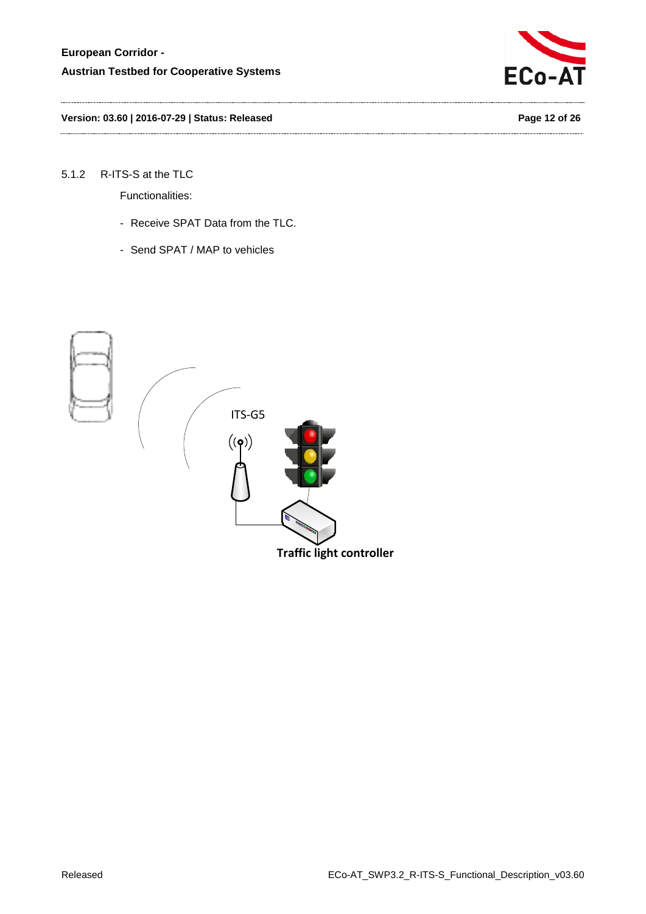### 5.1.2 R-ITS-S at the TLC

Functionalities:

- Receive SPAT Data from the TLC.
- Send SPAT / MAP to vehicles

ITS-G5

Traffic light controller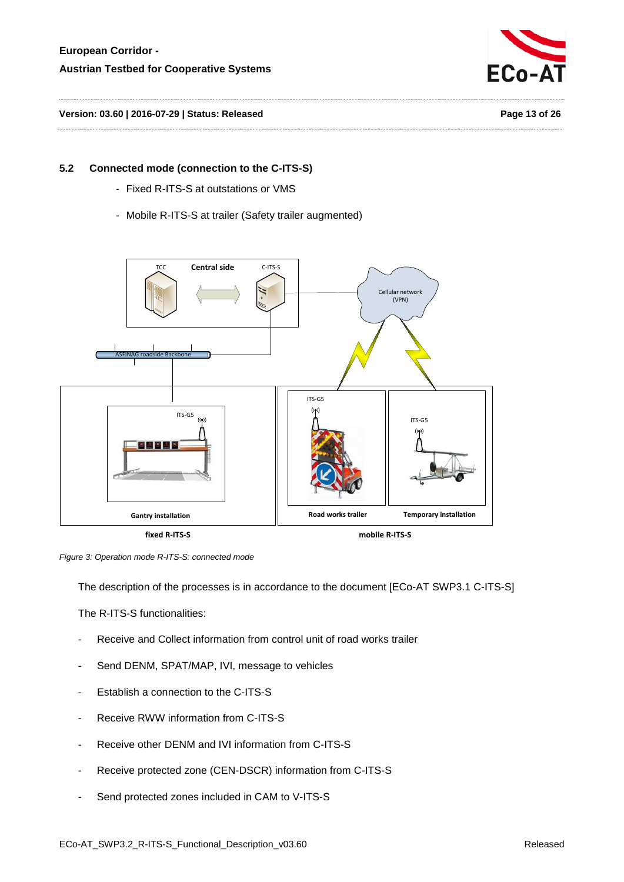## 5.2 Connected mode (connection to the C-ITS-S)

- Fixed R-ITS-S at outstations or VMS
- Mobile R-ITS-S at trailer (Safety trailer augmented)

*Figure 3: Operation mode R-ITS-S: connected mode*

The description of the processes is in accordance to the document [ECo-AT SWP3.1 C-ITS-S]

The R-ITS-S functionalities:

- Receive and Collect information from control unit of road works trailer
- Send DENM, SPAT/MAP, IVI, message to vehicles
- Establish a connection to the C-ITS-S
- Receive RWW information from C-ITS-S
- Receive other DENM and IVI information from C-ITS-S
- Receive protected zone (CEN-DSCR) information from C-ITS-S
- Send protected zones included in CAM to V-ITS-S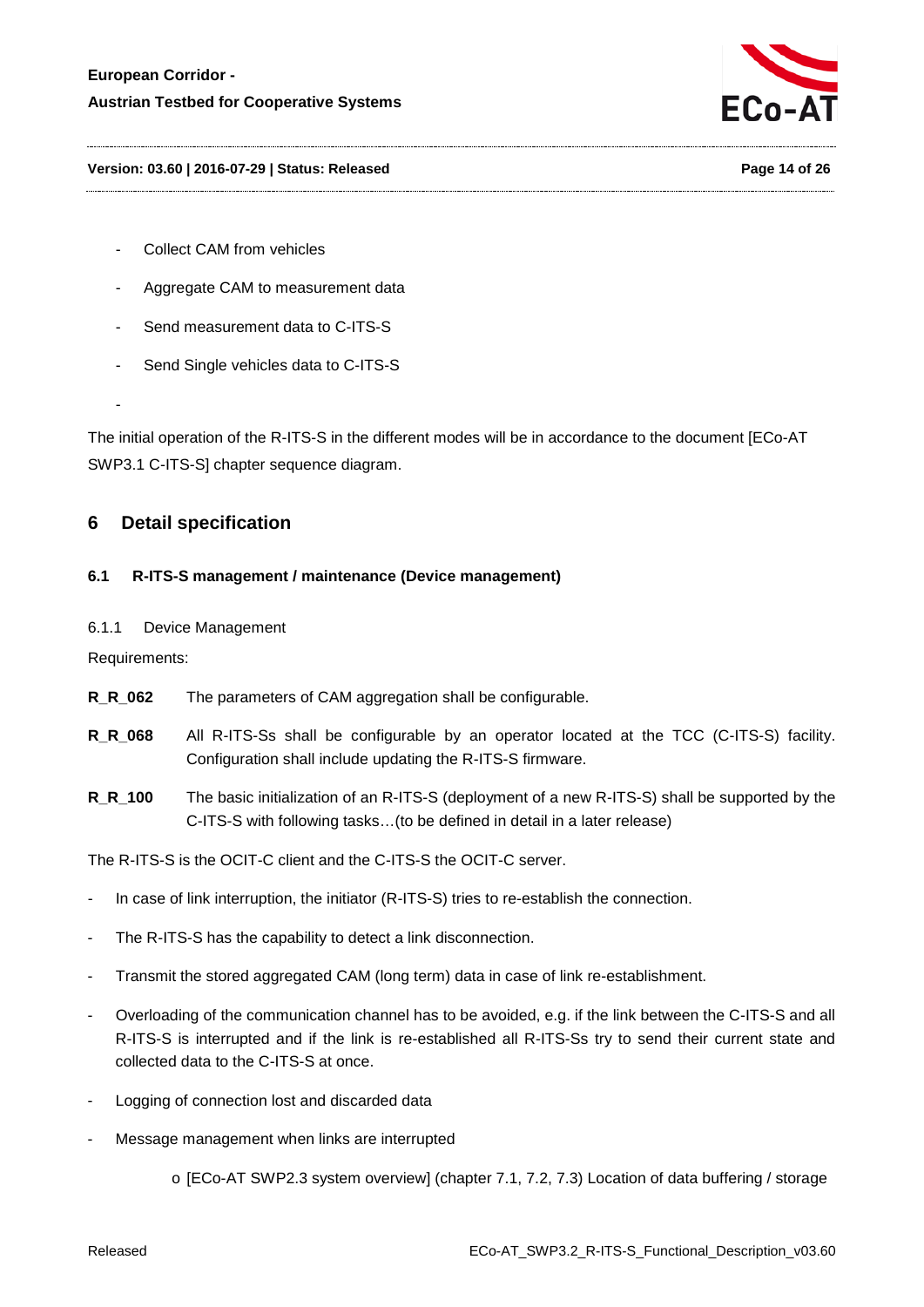- Collect CAM from vehicles
- Aggregate CAM to measurement data
- Send measurement data to C-ITS-S
- Send Single vehicles data to C-ITS-S
-

The initial operation of the R-ITS-S in the different modes will be in accordance to the document [ECo-AT SWP3.1 C-ITS-S] chapter sequence diagram.

# 6 Detail specification

## 6.1 R-ITS-S management / maintenance (Device management)

### 6.1.1 Device Management

Requirements:

**R_R_062** The parameters of CAM aggregation shall be configurable.

**R_R_068** All R-ITS-Ss shall be configurable by an operator located at the TCC (C-ITS-S) facility. Configuration shall include updating the R-ITS-S firmware.

**R_R_100** The basic initialization of an R-ITS-S (deployment of a new R-ITS-S) shall be supported by the C-ITS-S with following tasks…(to be defined in detail in a later release)

The R-ITS-S is the OCIT-C client and the C-ITS-S the OCIT-C server.

- In case of link interruption, the initiator (R-ITS-S) tries to re-establish the connection.
- The R-ITS-S has the capability to detect a link disconnection.
- Transmit the stored aggregated CAM (long term) data in case of link re-establishment.
- Overloading of the communication channel has to be avoided, e.g. if the link between the C-ITS-S and all R-ITS-S is interrupted and if the link is re-established all R-ITS-Ss try to send their current state and collected data to the C-ITS-S at once.
- Logging of connection lost and discarded data
- Message management when links are interrupted
  - [ECo-AT SWP2.3 system overview] (chapter 7.1, 7.2, 7.3) Location of data buffering / storage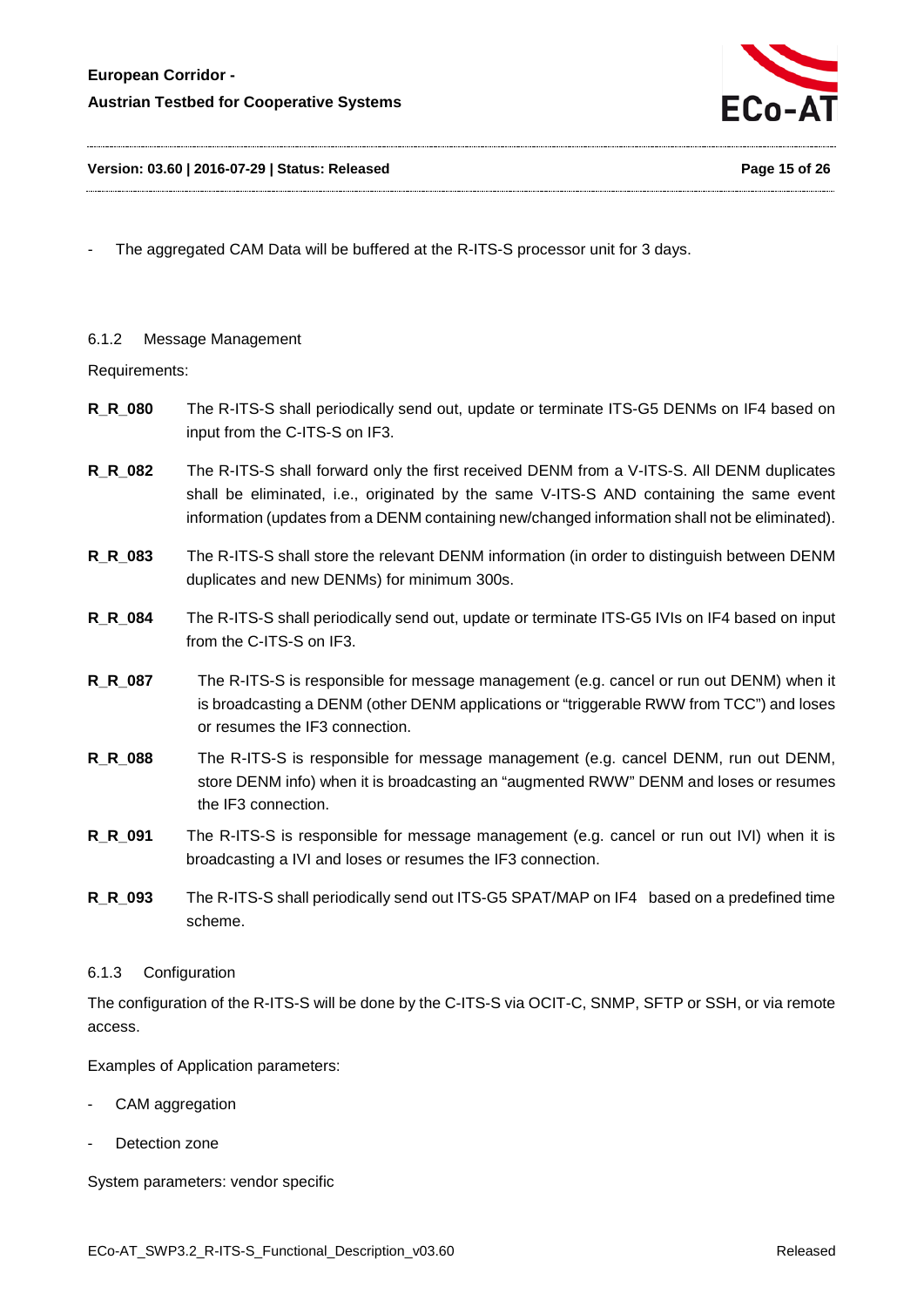- The aggregated CAM Data will be buffered at the R-ITS-S processor unit for 3 days.

### 6.1.2 Message Management

Requirements:

**R_R_080** The R-ITS-S shall periodically send out, update or terminate ITS-G5 DENMs on IF4 based on input from the C-ITS-S on IF3.

**R_R_082** The R-ITS-S shall forward only the first received DENM from a V-ITS-S. All DENM duplicates shall be eliminated, i.e., originated by the same V-ITS-S AND containing the same event information (updates from a DENM containing new/changed information shall not be eliminated).

**R_R_083** The R-ITS-S shall store the relevant DENM information (in order to distinguish between DENM duplicates and new DENMs) for minimum 300s.

**R_R_084** The R-ITS-S shall periodically send out, update or terminate ITS-G5 IVIs on IF4 based on input from the C-ITS-S on IF3.

**R_R_087** The R-ITS-S is responsible for message management (e.g. cancel or run out DENM) when it is broadcasting a DENM (other DENM applications or "triggerable RWW from TCC") and loses or resumes the IF3 connection.

**R_R_088** The R-ITS-S is responsible for message management (e.g. cancel DENM, run out DENM, store DENM info) when it is broadcasting an "augmented RWW" DENM and loses or resumes the IF3 connection.

**R_R_091** The R-ITS-S is responsible for message management (e.g. cancel or run out IVI) when it is broadcasting a IVI and loses or resumes the IF3 connection.

**R_R_093** The R-ITS-S shall periodically send out ITS-G5 SPAT/MAP on IF4 based on a predefined time scheme.

### 6.1.3 Configuration

The configuration of the R-ITS-S will be done by the C-ITS-S via OCIT-C, SNMP, SFTP or SSH, or via remote access.

Examples of Application parameters:

- CAM aggregation
- Detection zone

System parameters: vendor specific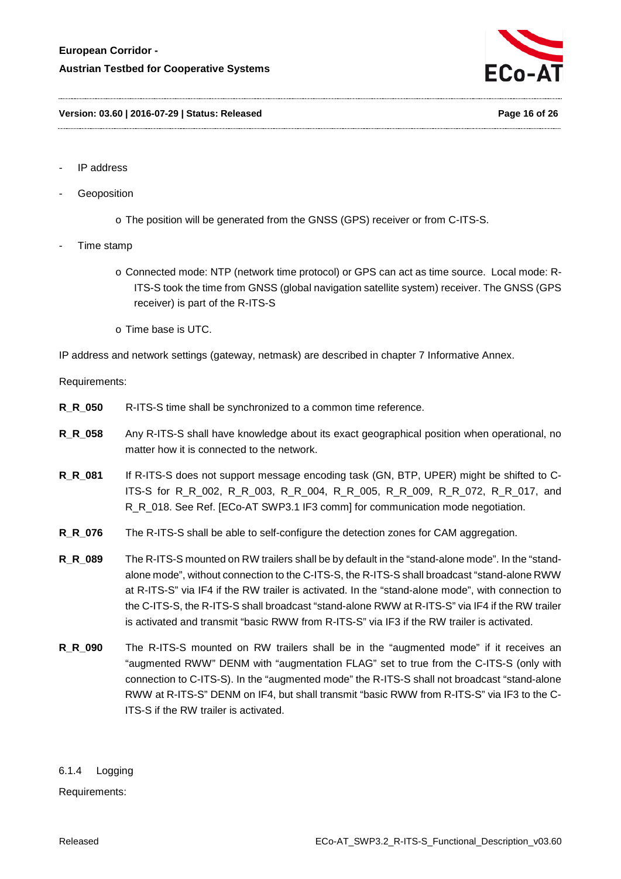- IP address
- Geoposition
    - o The position will be generated from the GNSS (GPS) receiver or from C-ITS-S.
- Time stamp
    - o Connected mode: NTP (network time protocol) or GPS can act as time source. Local mode: R-ITS-S took the time from GNSS (global navigation satellite system) receiver. The GNSS (GPS receiver) is part of the R-ITS-S
    - o Time base is UTC.

IP address and network settings (gateway, netmask) are described in chapter 7 Informative Annex.

Requirements:

**R_R_050** R-ITS-S time shall be synchronized to a common time reference.

**R_R_058** Any R-ITS-S shall have knowledge about its exact geographical position when operational, no matter how it is connected to the network.

**R_R_081** If R-ITS-S does not support message encoding task (GN, BTP, UPER) might be shifted to C-ITS-S for R_R_002, R_R_003, R_R_004, R_R_005, R_R_009, R_R_072, R_R_017, and R_R_018. See Ref. [ECo-AT SWP3.1 IF3 comm] for communication mode negotiation.

**R_R_076** The R-ITS-S shall be able to self-configure the detection zones for CAM aggregation.

**R_R_089** The R-ITS-S mounted on RW trailers shall be by default in the “stand-alone mode”. In the “stand-alone mode”, without connection to the C-ITS-S, the R-ITS-S shall broadcast “stand-alone RWW at R-ITS-S” via IF4 if the RW trailer is activated. In the “stand-alone mode”, with connection to the C-ITS-S, the R-ITS-S shall broadcast “stand-alone RWW at R-ITS-S” via IF4 if the RW trailer is activated and transmit “basic RWW from R-ITS-S” via IF3 if the RW trailer is activated.

**R_R_090** The R-ITS-S mounted on RW trailers shall be in the “augmented mode” if it receives an “augmented RWW” DENM with “augmentation FLAG” set to true from the C-ITS-S (only with connection to C-ITS-S). In the “augmented mode” the R-ITS-S shall not broadcast “stand-alone RWW at R-ITS-S” DENM on IF4, but shall transmit “basic RWW from R-ITS-S” via IF3 to the C-ITS-S if the RW trailer is activated.

### 6.1.4 Logging

Requirements: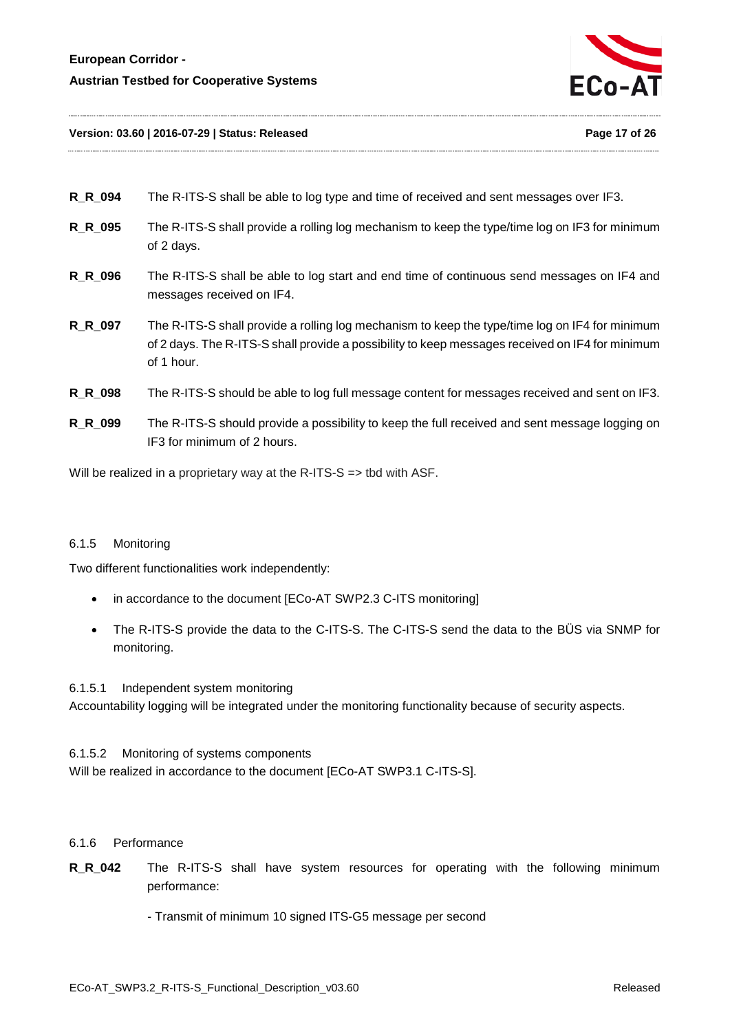**R_R_094** The R-ITS-S shall be able to log type and time of received and sent messages over IF3.

**R_R_095** The R-ITS-S shall provide a rolling log mechanism to keep the type/time log on IF3 for minimum of 2 days.

**R_R_096** The R-ITS-S shall be able to log start and end time of continuous send messages on IF4 and messages received on IF4.

**R_R_097** The R-ITS-S shall provide a rolling log mechanism to keep the type/time log on IF4 for minimum of 2 days. The R-ITS-S shall provide a possibility to keep messages received on IF4 for minimum of 1 hour.

**R_R_098** The R-ITS-S should be able to log full message content for messages received and sent on IF3.

**R_R_099** The R-ITS-S should provide a possibility to keep the full received and sent message logging on IF3 for minimum of 2 hours.

Will be realized in a proprietary way at the R-ITS-S => tbd with ASF.

#### 6.1.5 Monitoring

Two different functionalities work independently:

- in accordance to the document [ECo-AT SWP2.3 C-ITS monitoring]
- The R-ITS-S provide the data to the C-ITS-S. The C-ITS-S send the data to the BÜS via SNMP for monitoring.

##### 6.1.5.1 Independent system monitoring

Accountability logging will be integrated under the monitoring functionality because of security aspects.

##### 6.1.5.2 Monitoring of systems components

Will be realized in accordance to the document [ECo-AT SWP3.1 C-ITS-S].

#### 6.1.6 Performance

**R_R_042** The R-ITS-S shall have system resources for operating with the following minimum performance:

- Transmit of minimum 10 signed ITS-G5 message per second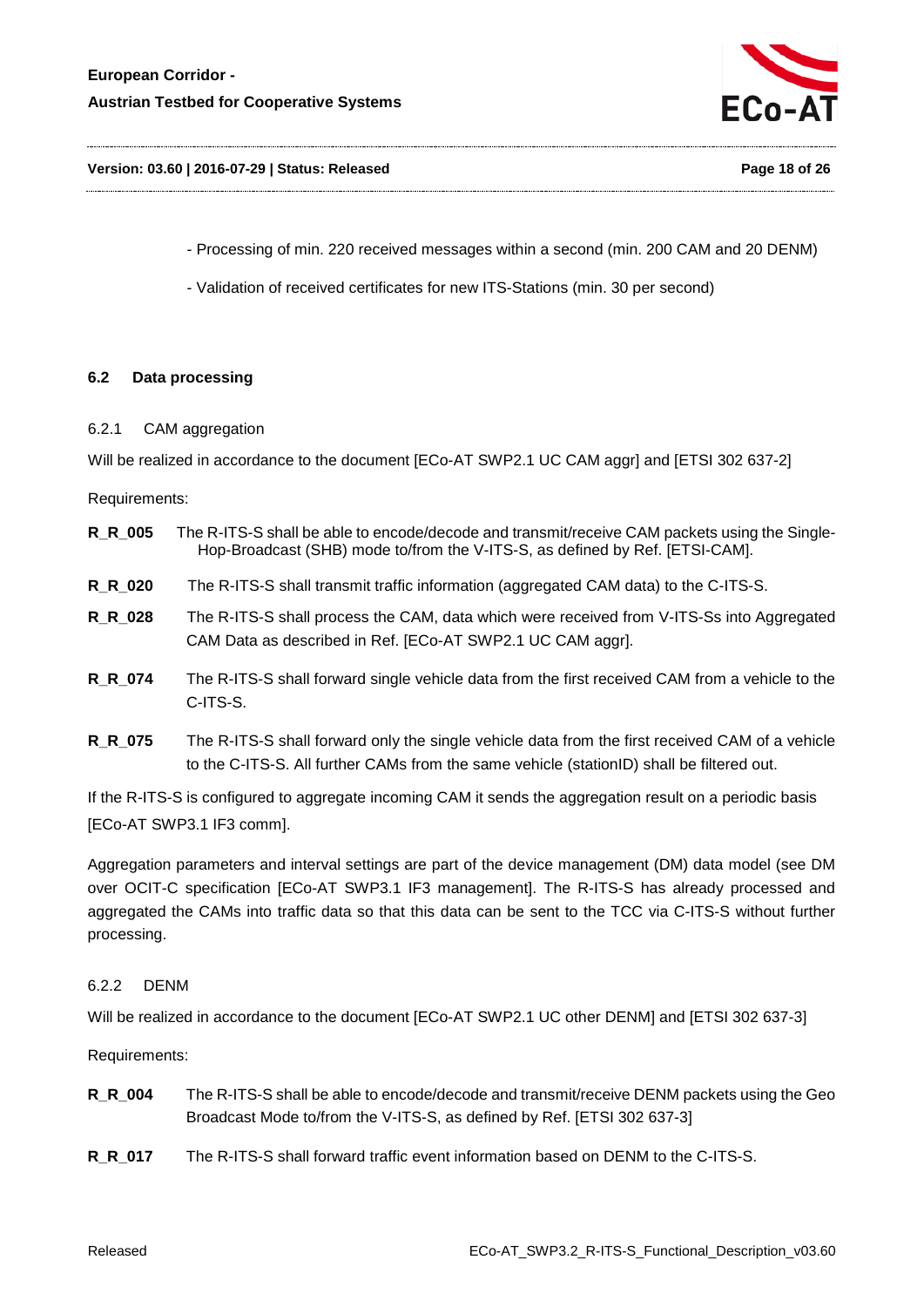- Processing of min. 220 received messages within a second (min. 200 CAM and 20 DENM)

- Validation of received certificates for new ITS-Stations (min. 30 per second)

## 6.2 Data processing

### 6.2.1 CAM aggregation

Will be realized in accordance to the document [ECo-AT SWP2.1 UC CAM aggr] and [ETSI 302 637-2]

Requirements:

**R_R_005** The R-ITS-S shall be able to encode/decode and transmit/receive CAM packets using the Single-Hop-Broadcast (SHB) mode to/from the V-ITS-S, as defined by Ref. [ETSI-CAM].

**R_R_020** The R-ITS-S shall transmit traffic information (aggregated CAM data) to the C-ITS-S.

**R_R_028** The R-ITS-S shall process the CAM, data which were received from V-ITS-Ss into Aggregated CAM Data as described in Ref. [ECo-AT SWP2.1 UC CAM aggr].

**R_R_074** The R-ITS-S shall forward single vehicle data from the first received CAM from a vehicle to the C-ITS-S.

**R_R_075** The R-ITS-S shall forward only the single vehicle data from the first received CAM of a vehicle to the C-ITS-S. All further CAMs from the same vehicle (stationID) shall be filtered out.

If the R-ITS-S is configured to aggregate incoming CAM it sends the aggregation result on a periodic basis [ECo-AT SWP3.1 IF3 comm].

Aggregation parameters and interval settings are part of the device management (DM) data model (see DM over OCIT-C specification [ECo-AT SWP3.1 IF3 management]. The R-ITS-S has already processed and aggregated the CAMs into traffic data so that this data can be sent to the TCC via C-ITS-S without further processing.

### 6.2.2 DENM

Will be realized in accordance to the document [ECo-AT SWP2.1 UC other DENM] and [ETSI 302 637-3]

Requirements:

**R_R_004** The R-ITS-S shall be able to encode/decode and transmit/receive DENM packets using the Geo Broadcast Mode to/from the V-ITS-S, as defined by Ref. [ETSI 302 637-3]

**R_R_017** The R-ITS-S shall forward traffic event information based on DENM to the C-ITS-S.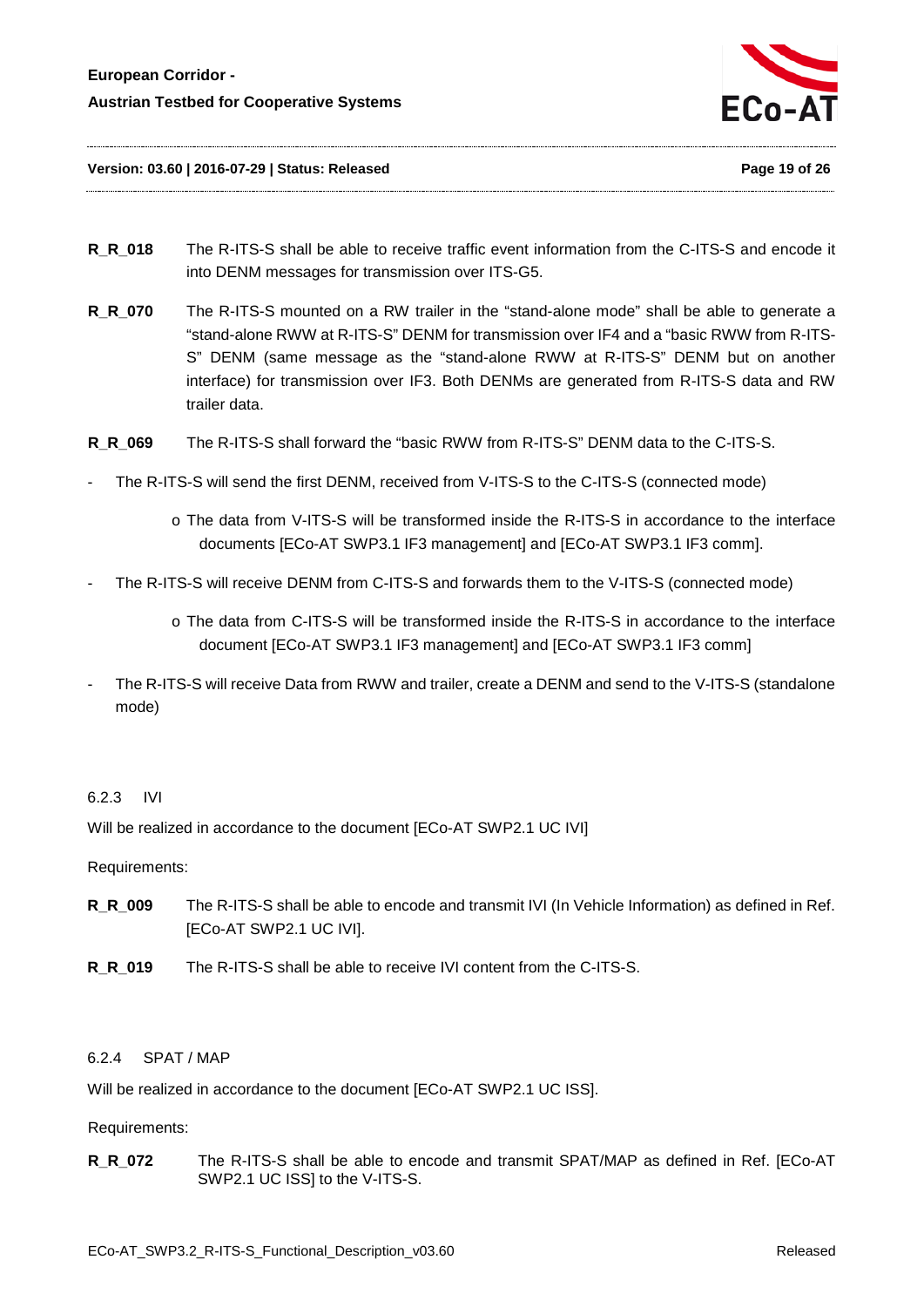**R_R_018** The R-ITS-S shall be able to receive traffic event information from the C-ITS-S and encode it into DENM messages for transmission over ITS-G5.

**R_R_070** The R-ITS-S mounted on a RW trailer in the “stand-alone mode” shall be able to generate a “stand-alone RWW at R-ITS-S” DENM for transmission over IF4 and a “basic RWW from R-ITS-S” DENM (same message as the “stand-alone RWW at R-ITS-S” DENM but on another interface) for transmission over IF3. Both DENMs are generated from R-ITS-S data and RW trailer data.

**R_R_069** The R-ITS-S shall forward the “basic RWW from R-ITS-S” DENM data to the C-ITS-S.

- The R-ITS-S will send the first DENM, received from V-ITS-S to the C-ITS-S (connected mode)
  - The data from V-ITS-S will be transformed inside the R-ITS-S in accordance to the interface documents [ECo-AT SWP3.1 IF3 management] and [ECo-AT SWP3.1 IF3 comm].
- The R-ITS-S will receive DENM from C-ITS-S and forwards them to the V-ITS-S (connected mode)
  - The data from C-ITS-S will be transformed inside the R-ITS-S in accordance to the interface document [ECo-AT SWP3.1 IF3 management] and [ECo-AT SWP3.1 IF3 comm]
- The R-ITS-S will receive Data from RWW and trailer, create a DENM and send to the V-ITS-S (standalone mode)

### 6.2.3 IVI

Will be realized in accordance to the document [ECo-AT SWP2.1 UC IVI]

Requirements:

**R_R_009** The R-ITS-S shall be able to encode and transmit IVI (In Vehicle Information) as defined in Ref. [ECo-AT SWP2.1 UC IVI].

**R_R_019** The R-ITS-S shall be able to receive IVI content from the C-ITS-S.

### 6.2.4 SPAT / MAP

Will be realized in accordance to the document [ECo-AT SWP2.1 UC ISS].

Requirements:

**R_R_072** The R-ITS-S shall be able to encode and transmit SPAT/MAP as defined in Ref. [ECo-AT SWP2.1 UC ISS] to the V-ITS-S.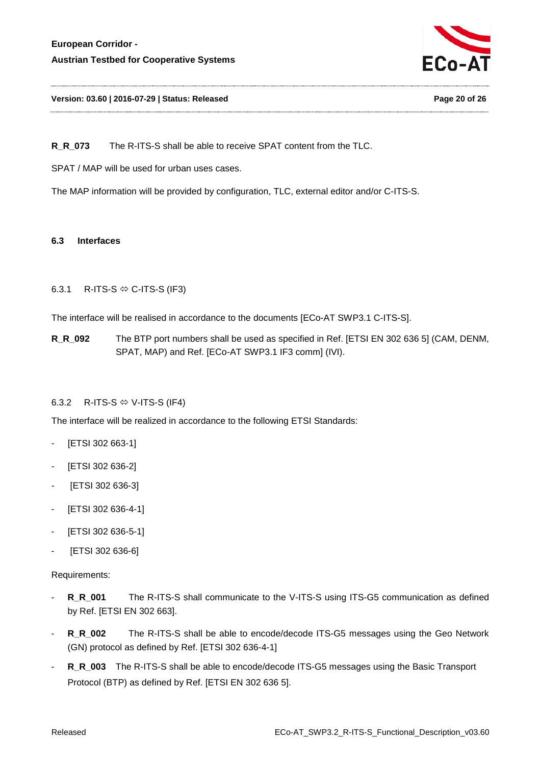**R_R_073** The R-ITS-S shall be able to receive SPAT content from the TLC.

SPAT / MAP will be used for urban uses cases.

The MAP information will be provided by configuration, TLC, external editor and/or C-ITS-S.

## 6.3 Interfaces

### 6.3.1 R-ITS-S ⇔ C-ITS-S (IF3)

The interface will be realised in accordance to the documents [ECo-AT SWP3.1 C-ITS-S].

**R_R_092** The BTP port numbers shall be used as specified in Ref. [ETSI EN 302 636 5] (CAM, DENM, SPAT, MAP) and Ref. [ECo-AT SWP3.1 IF3 comm] (IVI).

### 6.3.2 R-ITS-S ⇔ V-ITS-S (IF4)

The interface will be realized in accordance to the following ETSI Standards:

- [ETSI 302 663-1]
- [ETSI 302 636-2]
- [ETSI 302 636-3]
- [ETSI 302 636-4-1]
- [ETSI 302 636-5-1]
- [ETSI 302 636-6]

Requirements:

- **R_R_001** The R-ITS-S shall communicate to the V-ITS-S using ITS-G5 communication as defined by Ref. [ETSI EN 302 663].
- **R_R_002** The R-ITS-S shall be able to encode/decode ITS-G5 messages using the Geo Network (GN) protocol as defined by Ref. [ETSI 302 636-4-1]
- **R_R_003** The R-ITS-S shall be able to encode/decode ITS-G5 messages using the Basic Transport Protocol (BTP) as defined by Ref. [ETSI EN 302 636 5].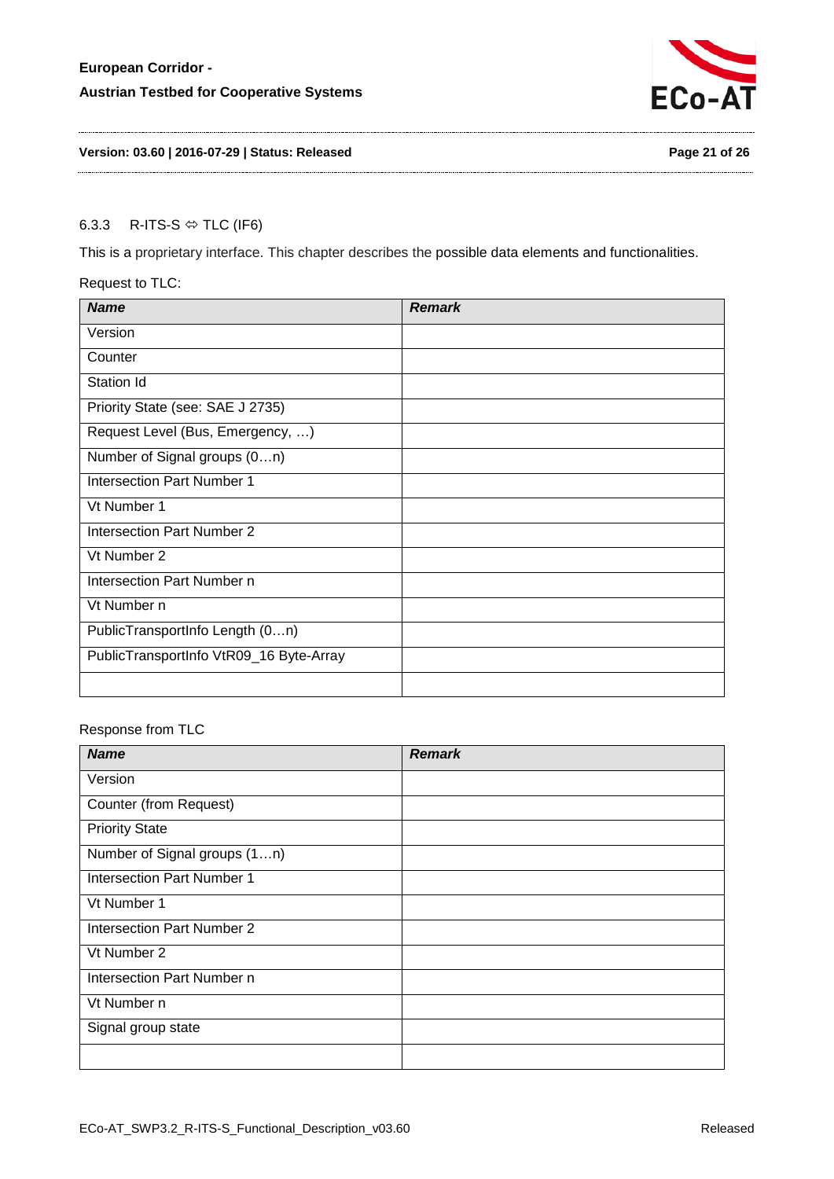### 6.3.3 R-ITS-S ⇔ TLC (IF6)

This is a proprietary interface. This chapter describes the possible data elements and functionalities.

Request to TLC:

| *Name* | *Remark* |
|---|---|
| Version | |
| Counter | |
| Station Id | |
| Priority State (see: SAE J 2735) | |
| Request Level (Bus, Emergency, …) | |
| Number of Signal groups (0…n) | |
| Intersection Part Number 1 | |
| Vt Number 1 | |
| Intersection Part Number 2 | |
| Vt Number 2 | |
| Intersection Part Number n | |
| Vt Number n | |
| PublicTransportInfo Length (0…n) | |
| PublicTransportInfo VtR09_16 Byte-Array | |
| | |

Response from TLC

| *Name* | *Remark* |
|---|---|
| Version | |
| Counter (from Request) | |
| Priority State | |
| Number of Signal groups (1…n) | |
| Intersection Part Number 1 | |
| Vt Number 1 | |
| Intersection Part Number 2 | |
| Vt Number 2 | |
| Intersection Part Number n | |
| Vt Number n | |
| Signal group state | |
| | |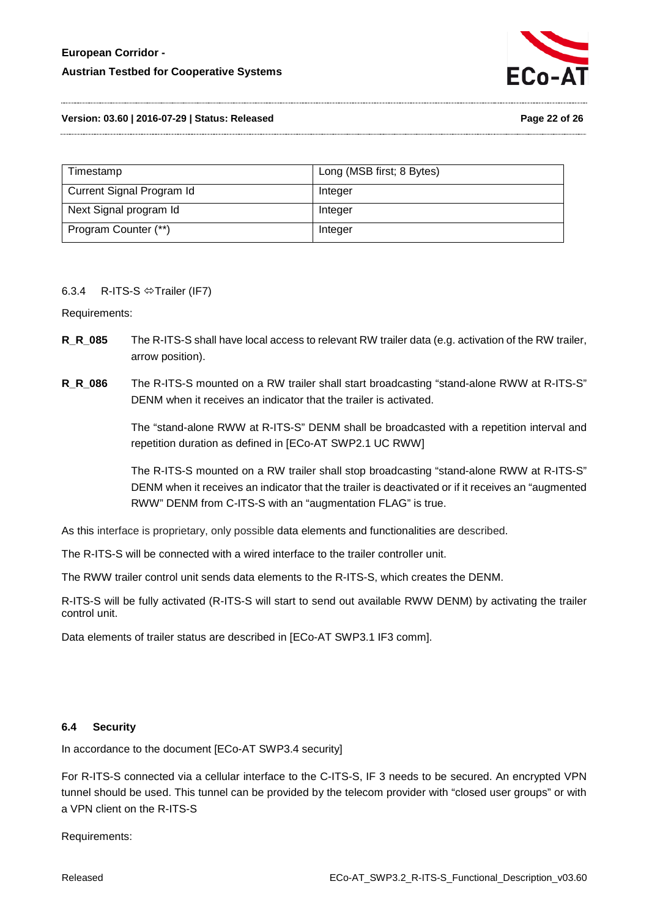| Timestamp | Long (MSB first; 8 Bytes) |
| --- | --- |
| Current Signal Program Id | Integer |
| Next Signal program Id | Integer |
| Program Counter (**) | Integer |

#### 6.3.4 R-ITS-S ⇔Trailer (IF7)

Requirements:

**R_R_085** The R-ITS-S shall have local access to relevant RW trailer data (e.g. activation of the RW trailer, arrow position).

**R_R_086** The R-ITS-S mounted on a RW trailer shall start broadcasting "stand-alone RWW at R-ITS-S" DENM when it receives an indicator that the trailer is activated.

The "stand-alone RWW at R-ITS-S" DENM shall be broadcasted with a repetition interval and repetition duration as defined in [ECo-AT SWP2.1 UC RWW]

The R-ITS-S mounted on a RW trailer shall stop broadcasting "stand-alone RWW at R-ITS-S" DENM when it receives an indicator that the trailer is deactivated or if it receives an "augmented RWW" DENM from C-ITS-S with an "augmentation FLAG" is true.

As this interface is proprietary, only possible data elements and functionalities are described.

The R-ITS-S will be connected with a wired interface to the trailer controller unit.

The RWW trailer control unit sends data elements to the R-ITS-S, which creates the DENM.

R-ITS-S will be fully activated (R-ITS-S will start to send out available RWW DENM) by activating the trailer control unit.

Data elements of trailer status are described in [ECo-AT SWP3.1 IF3 comm].

### 6.4 Security

In accordance to the document [ECo-AT SWP3.4 security]

For R-ITS-S connected via a cellular interface to the C-ITS-S, IF 3 needs to be secured. An encrypted VPN tunnel should be used. This tunnel can be provided by the telecom provider with "closed user groups" or with a VPN client on the R-ITS-S

Requirements: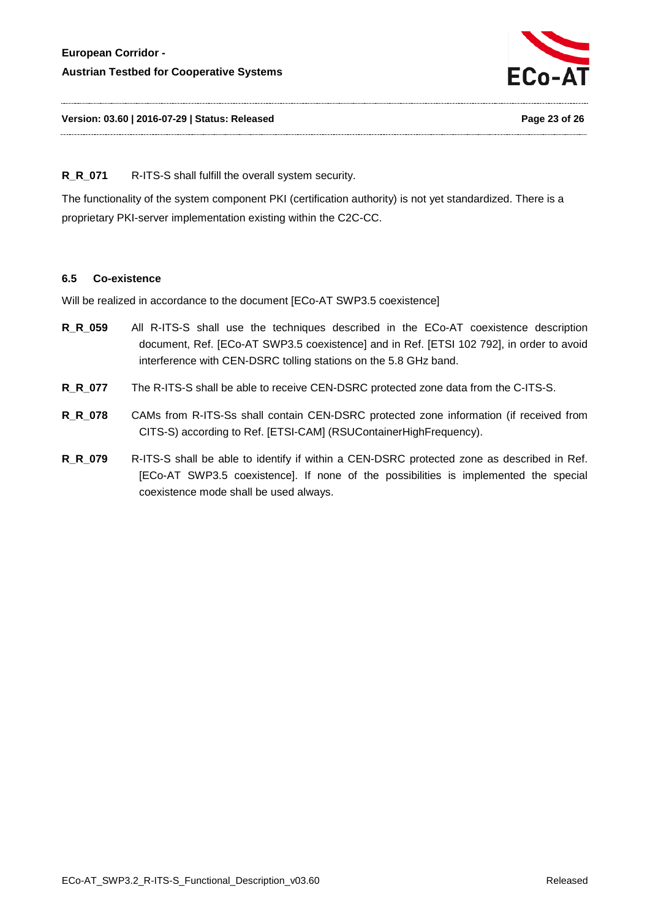**R_R_071** R-ITS-S shall fulfill the overall system security.

The functionality of the system component PKI (certification authority) is not yet standardized. There is a proprietary PKI-server implementation existing within the C2C-CC.

### 6.5 Co-existence

Will be realized in accordance to the document [ECo-AT SWP3.5 coexistence]

**R_R_059** All R-ITS-S shall use the techniques described in the ECo-AT coexistence description document, Ref. [ECo-AT SWP3.5 coexistence] and in Ref. [ETSI 102 792], in order to avoid interference with CEN-DSRC tolling stations on the 5.8 GHz band.

**R_R_077** The R-ITS-S shall be able to receive CEN-DSRC protected zone data from the C-ITS-S.

**R_R_078** CAMs from R-ITS-Ss shall contain CEN-DSRC protected zone information (if received from CITS-S) according to Ref. [ETSI-CAM] (RSUContainerHighFrequency).

**R_R_079** R-ITS-S shall be able to identify if within a CEN-DSRC protected zone as described in Ref. [ECo-AT SWP3.5 coexistence]. If none of the possibilities is implemented the special coexistence mode shall be used always.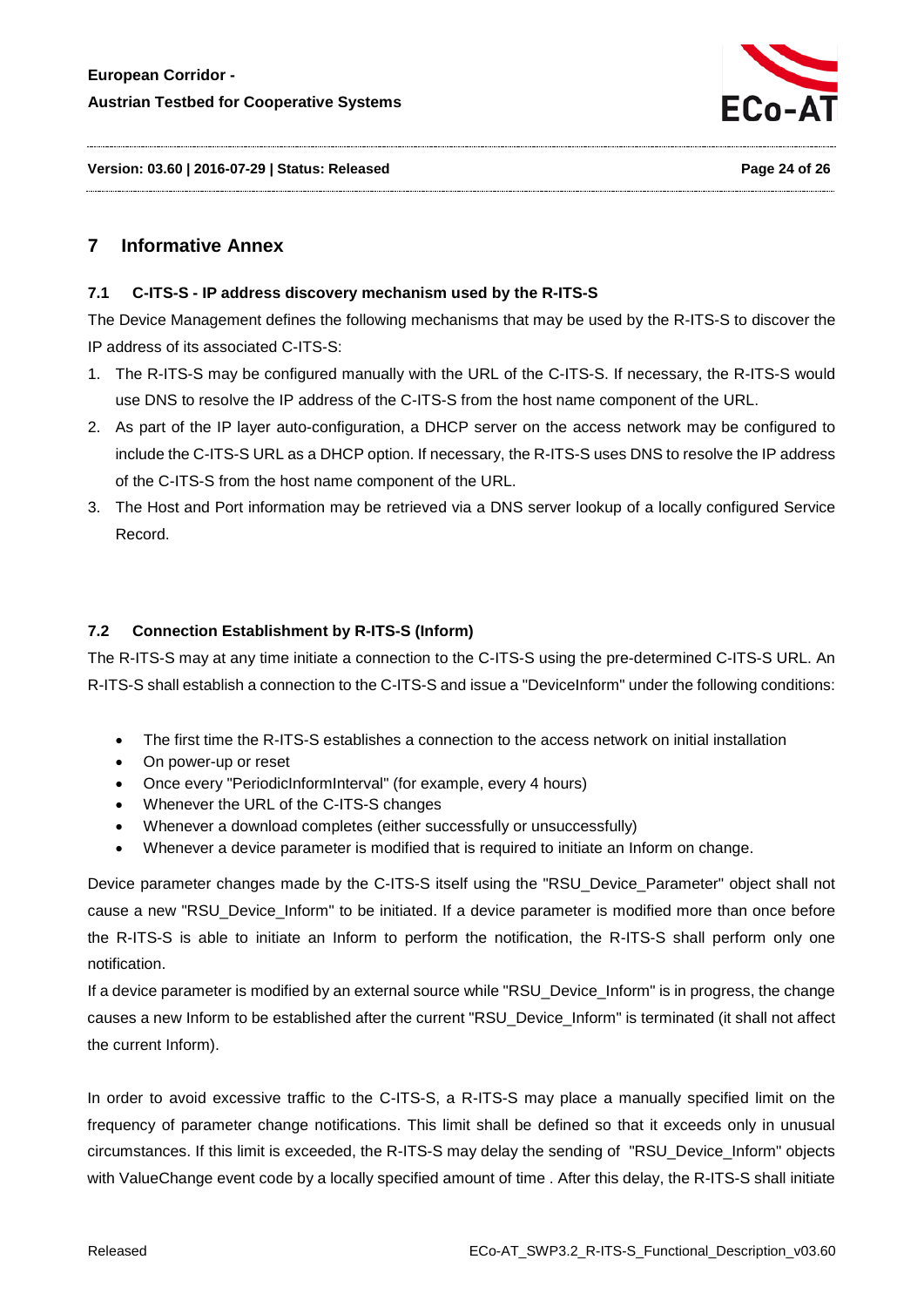# 7 Informative Annex

## 7.1 C-ITS-S - IP address discovery mechanism used by the R-ITS-S

The Device Management defines the following mechanisms that may be used by the R-ITS-S to discover the IP address of its associated C-ITS-S:

1. The R-ITS-S may be configured manually with the URL of the C-ITS-S. If necessary, the R-ITS-S would use DNS to resolve the IP address of the C-ITS-S from the host name component of the URL.
2. As part of the IP layer auto-configuration, a DHCP server on the access network may be configured to include the C-ITS-S URL as a DHCP option. If necessary, the R-ITS-S uses DNS to resolve the IP address of the C-ITS-S from the host name component of the URL.
3. The Host and Port information may be retrieved via a DNS server lookup of a locally configured Service Record.

## 7.2 Connection Establishment by R-ITS-S (Inform)

The R-ITS-S may at any time initiate a connection to the C-ITS-S using the pre-determined C-ITS-S URL. An R-ITS-S shall establish a connection to the C-ITS-S and issue a "DeviceInform" under the following conditions:

- The first time the R-ITS-S establishes a connection to the access network on initial installation
- On power-up or reset
- Once every "PeriodicInformInterval" (for example, every 4 hours)
- Whenever the URL of the C-ITS-S changes
- Whenever a download completes (either successfully or unsuccessfully)
- Whenever a device parameter is modified that is required to initiate an Inform on change.

Device parameter changes made by the C-ITS-S itself using the "RSU_Device_Parameter" object shall not cause a new "RSU_Device_Inform" to be initiated. If a device parameter is modified more than once before the R-ITS-S is able to initiate an Inform to perform the notification, the R-ITS-S shall perform only one notification.

If a device parameter is modified by an external source while "RSU_Device_Inform" is in progress, the change causes a new Inform to be established after the current "RSU_Device_Inform" is terminated (it shall not affect the current Inform).

In order to avoid excessive traffic to the C-ITS-S, a R-ITS-S may place a manually specified limit on the frequency of parameter change notifications. This limit shall be defined so that it exceeds only in unusual circumstances. If this limit is exceeded, the R-ITS-S may delay the sending of "RSU_Device_Inform" objects with ValueChange event code by a locally specified amount of time . After this delay, the R-ITS-S shall initiate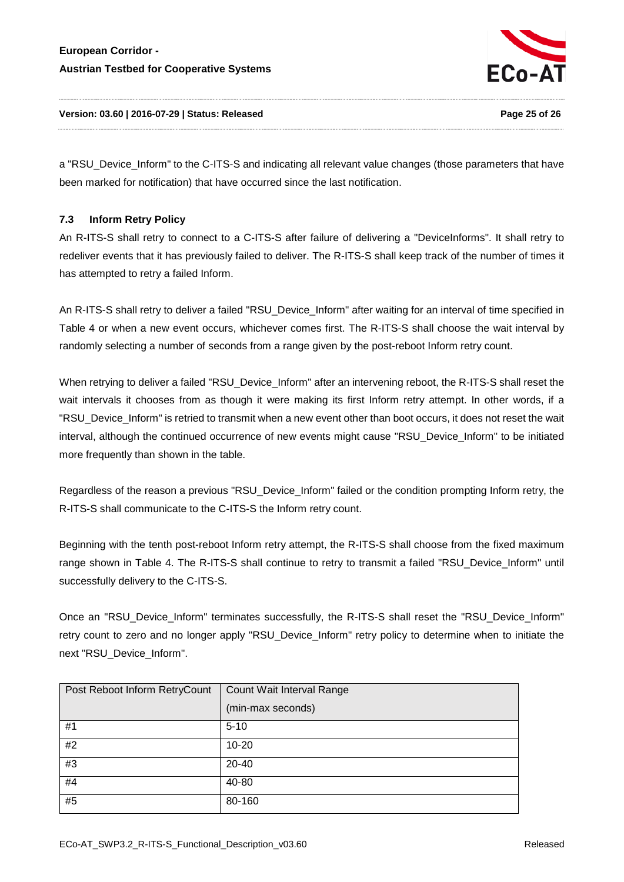a "RSU_Device_Inform" to the C-ITS-S and indicating all relevant value changes (those parameters that have been marked for notification) that have occurred since the last notification.

### 7.3 Inform Retry Policy

An R-ITS-S shall retry to connect to a C-ITS-S after failure of delivering a "DeviceInforms". It shall retry to redeliver events that it has previously failed to deliver. The R-ITS-S shall keep track of the number of times it has attempted to retry a failed Inform.

An R-ITS-S shall retry to deliver a failed "RSU_Device_Inform" after waiting for an interval of time specified in Table 4 or when a new event occurs, whichever comes first. The R-ITS-S shall choose the wait interval by randomly selecting a number of seconds from a range given by the post-reboot Inform retry count.

When retrying to deliver a failed "RSU_Device_Inform" after an intervening reboot, the R-ITS-S shall reset the wait intervals it chooses from as though it were making its first Inform retry attempt. In other words, if a "RSU_Device_Inform" is retried to transmit when a new event other than boot occurs, it does not reset the wait interval, although the continued occurrence of new events might cause "RSU_Device_Inform" to be initiated more frequently than shown in the table.

Regardless of the reason a previous "RSU_Device_Inform" failed or the condition prompting Inform retry, the R-ITS-S shall communicate to the C-ITS-S the Inform retry count.

Beginning with the tenth post-reboot Inform retry attempt, the R-ITS-S shall choose from the fixed maximum range shown in Table 4. The R-ITS-S shall continue to retry to transmit a failed "RSU_Device_Inform" until successfully delivery to the C-ITS-S.

Once an "RSU_Device_Inform" terminates successfully, the R-ITS-S shall reset the "RSU_Device_Inform" retry count to zero and no longer apply "RSU_Device_Inform" retry policy to determine when to initiate the next "RSU_Device_Inform".

| Post Reboot Inform RetryCount | Count Wait Interval Range (min-max seconds) |
|---|---|
| #1 | 5-10 |
| #2 | 10-20 |
| #3 | 20-40 |
| #4 | 40-80 |
| #5 | 80-160 |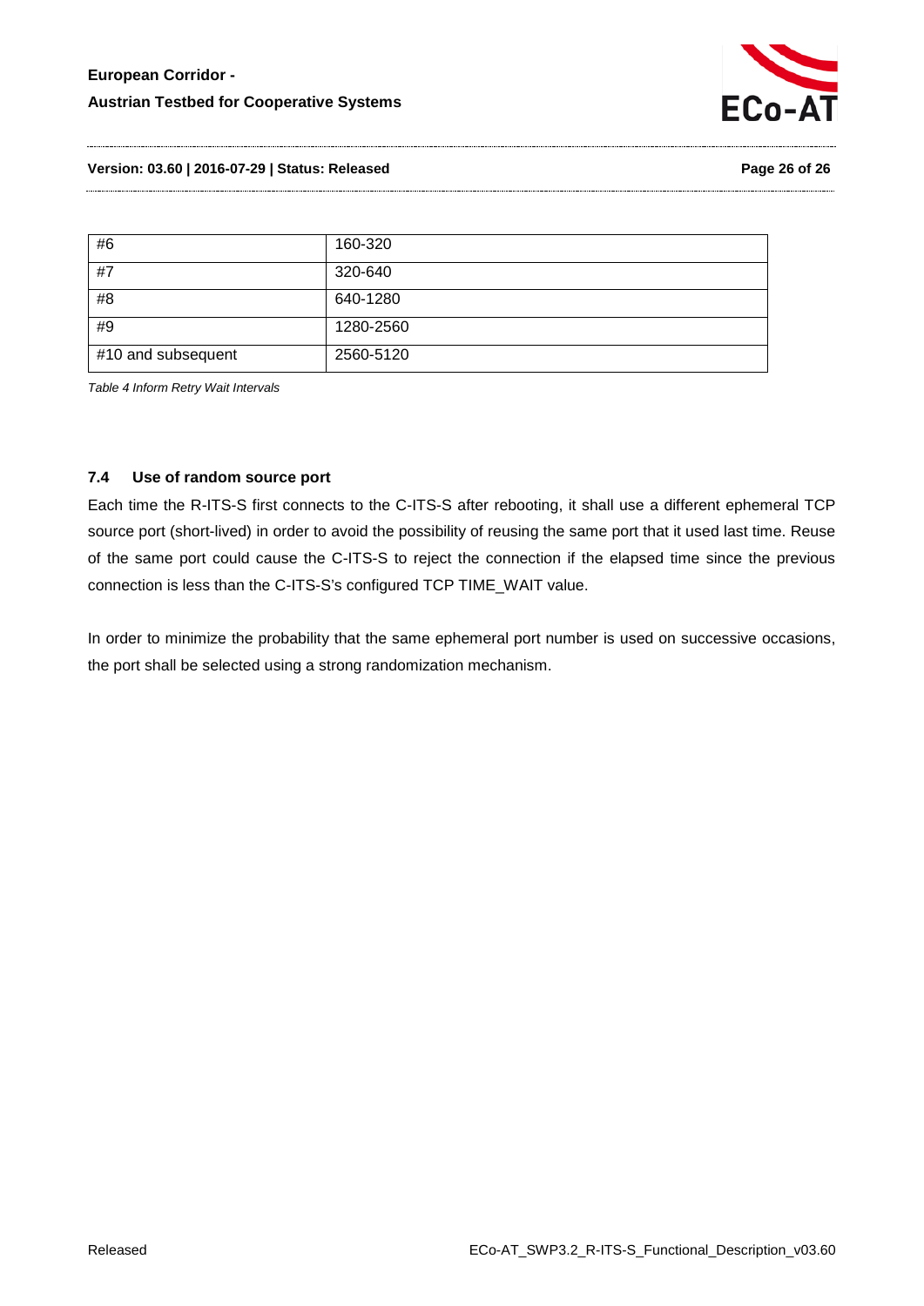| | |
|---|---|
| #6 | 160-320 |
| #7 | 320-640 |
| #8 | 640-1280 |
| #9 | 1280-2560 |
| #10 and subsequent | 2560-5120 |

*Table 4 Inform Retry Wait Intervals*

### 7.4 Use of random source port

Each time the R-ITS-S first connects to the C-ITS-S after rebooting, it shall use a different ephemeral TCP source port (short-lived) in order to avoid the possibility of reusing the same port that it used last time. Reuse of the same port could cause the C-ITS-S to reject the connection if the elapsed time since the previous connection is less than the C-ITS-S's configured TCP TIME_WAIT value.

In order to minimize the probability that the same ephemeral port number is used on successive occasions, the port shall be selected using a strong randomization mechanism.